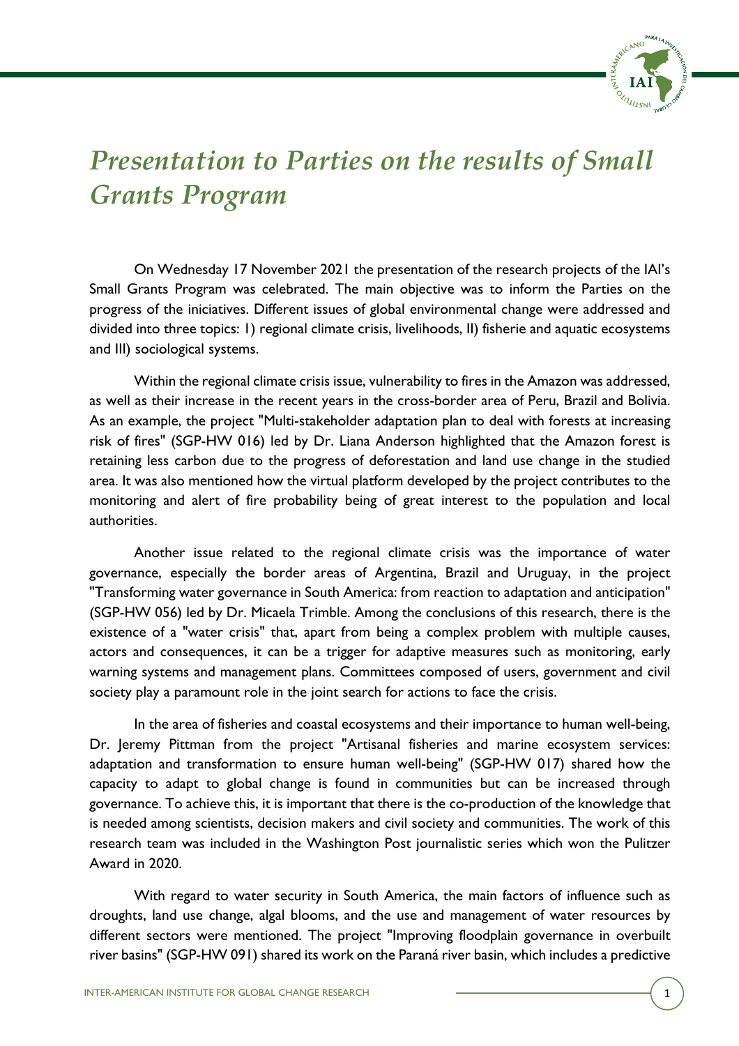# *Presentation to Parties on the results of Small Grants Program*

On Wednesday 17 November 2021 the presentation of the research projects of the IAI's Small Grants Program was celebrated. The main objective was to inform the Parties on the progress of the iniciatives. Different issues of global environmental change were addressed and divided into three topics: I) regional climate crisis, livelihoods, II) fisherie and aquatic ecosystems and III) sociological systems.

Within the regional climate crisis issue, vulnerability to fires in the Amazon was addressed, as well as their increase in the recent years in the cross-border area of Peru, Brazil and Bolivia. As an example, the project "Multi-stakeholder adaptation plan to deal with forests at increasing risk of fires" (SGP-HW 016) led by Dr. Liana Anderson highlighted that the Amazon forest is retaining less carbon due to the progress of deforestation and land use change in the studied area. It was also mentioned how the virtual platform developed by the project contributes to the monitoring and alert of fire probability being of great interest to the population and local authorities.

Another issue related to the regional climate crisis was the importance of water governance, especially the border areas of Argentina, Brazil and Uruguay, in the project "Transforming water governance in South America: from reaction to adaptation and anticipation" (SGP-HW 056) led by Dr. Micaela Trimble. Among the conclusions of this research, there is the existence of a "water crisis" that, apart from being a complex problem with multiple causes, actors and consequences, it can be a trigger for adaptive measures such as monitoring, early warning systems and management plans. Committees composed of users, government and civil society play a paramount role in the joint search for actions to face the crisis.

In the area of fisheries and coastal ecosystems and their importance to human well-being, Dr. Jeremy Pittman from the project "Artisanal fisheries and marine ecosystem services: adaptation and transformation to ensure human well-being" (SGP-HW 017) shared how the capacity to adapt to global change is found in communities but can be increased through governance. To achieve this, it is important that there is the co-production of the knowledge that is needed among scientists, decision makers and civil society and communities. The work of this research team was included in the Washington Post journalistic series which won the Pulitzer Award in 2020.

With regard to water security in South America, the main factors of influence such as droughts, land use change, algal blooms, and the use and management of water resources by different sectors were mentioned. The project "Improving floodplain governance in overbuilt river basins" (SGP-HW 091) shared its work on the Paraná river basin, which includes a predictive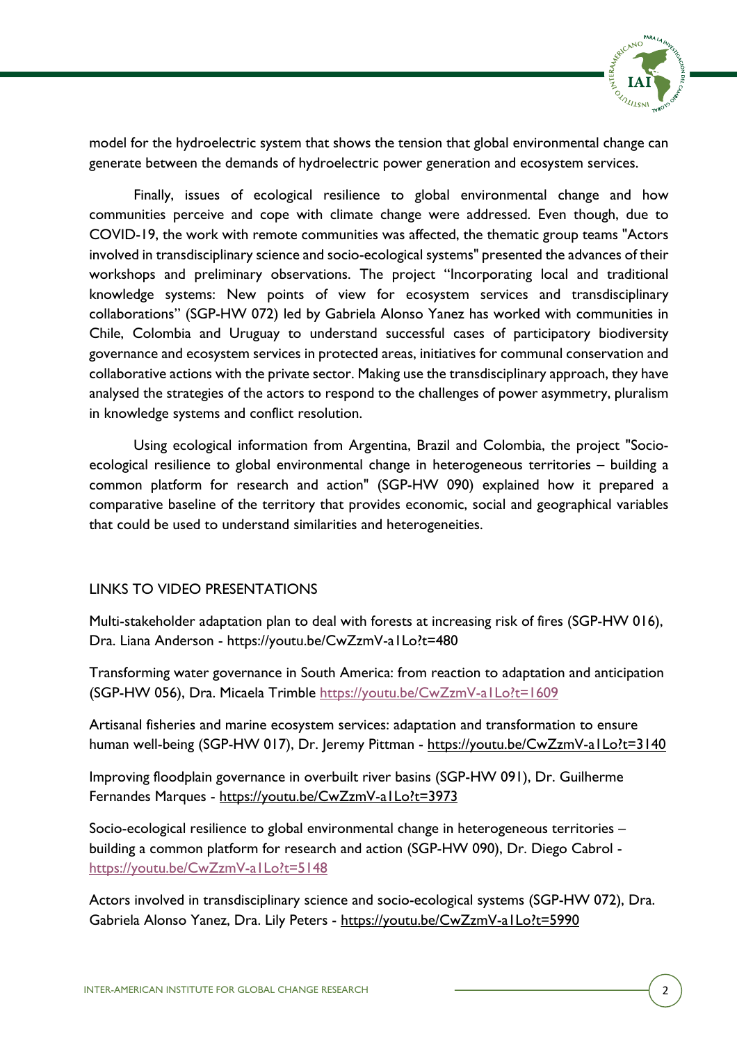model for the hydroelectric system that shows the tension that global environmental change can generate between the demands of hydroelectric power generation and ecosystem services.

Finally, issues of ecological resilience to global environmental change and how communities perceive and cope with climate change were addressed. Even though, due to COVID-19, the work with remote communities was affected, the thematic group teams "Actors involved in transdisciplinary science and socio-ecological systems" presented the advances of their workshops and preliminary observations. The project "Incorporating local and traditional knowledge systems: New points of view for ecosystem services and transdisciplinary collaborations" (SGP-HW 072) led by Gabriela Alonso Yanez has worked with communities in Chile, Colombia and Uruguay to understand successful cases of participatory biodiversity governance and ecosystem services in protected areas, initiatives for communal conservation and collaborative actions with the private sector. Making use the transdisciplinary approach, they have analysed the strategies of the actors to respond to the challenges of power asymmetry, pluralism in knowledge systems and conflict resolution.

Using ecological information from Argentina, Brazil and Colombia, the project "Socio-ecological resilience to global environmental change in heterogeneous territories – building a common platform for research and action" (SGP-HW 090) explained how it prepared a comparative baseline of the territory that provides economic, social and geographical variables that could be used to understand similarities and heterogeneities.

## LINKS TO VIDEO PRESENTATIONS

Multi-stakeholder adaptation plan to deal with forests at increasing risk of fires (SGP-HW 016), Dra. Liana Anderson - https://youtu.be/CwZzmV-a1Lo?t=480

Transforming water governance in South America: from reaction to adaptation and anticipation (SGP-HW 056), Dra. Micaela Trimble https://youtu.be/CwZzmV-a1Lo?t=1609

Artisanal fisheries and marine ecosystem services: adaptation and transformation to ensure human well-being (SGP-HW 017), Dr. Jeremy Pittman - https://youtu.be/CwZzmV-a1Lo?t=3140

Improving floodplain governance in overbuilt river basins (SGP-HW 091), Dr. Guilherme Fernandes Marques - https://youtu.be/CwZzmV-a1Lo?t=3973

Socio-ecological resilience to global environmental change in heterogeneous territories – building a common platform for research and action (SGP-HW 090), Dr. Diego Cabrol - https://youtu.be/CwZzmV-a1Lo?t=5148

Actors involved in transdisciplinary science and socio-ecological systems (SGP-HW 072), Dra. Gabriela Alonso Yanez, Dra. Lily Peters - https://youtu.be/CwZzmV-a1Lo?t=5990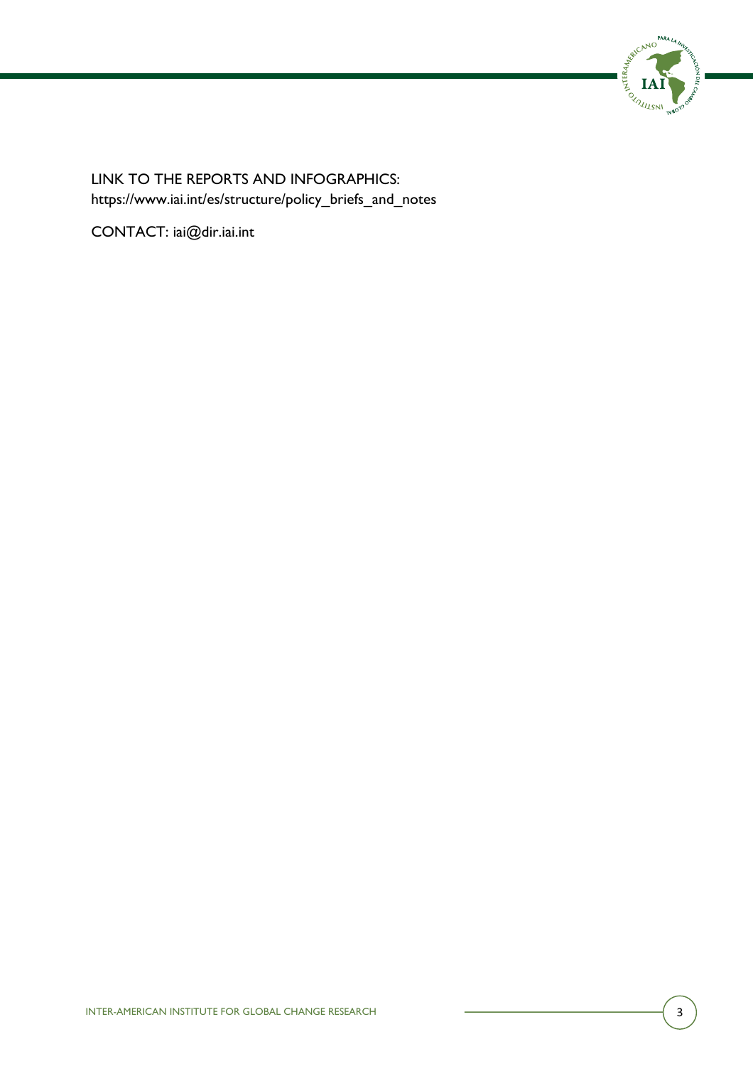LINK TO THE REPORTS AND INFOGRAPHICS:
https://www.iai.int/es/structure/policy_briefs_and_notes

CONTACT: iai@dir.iai.int